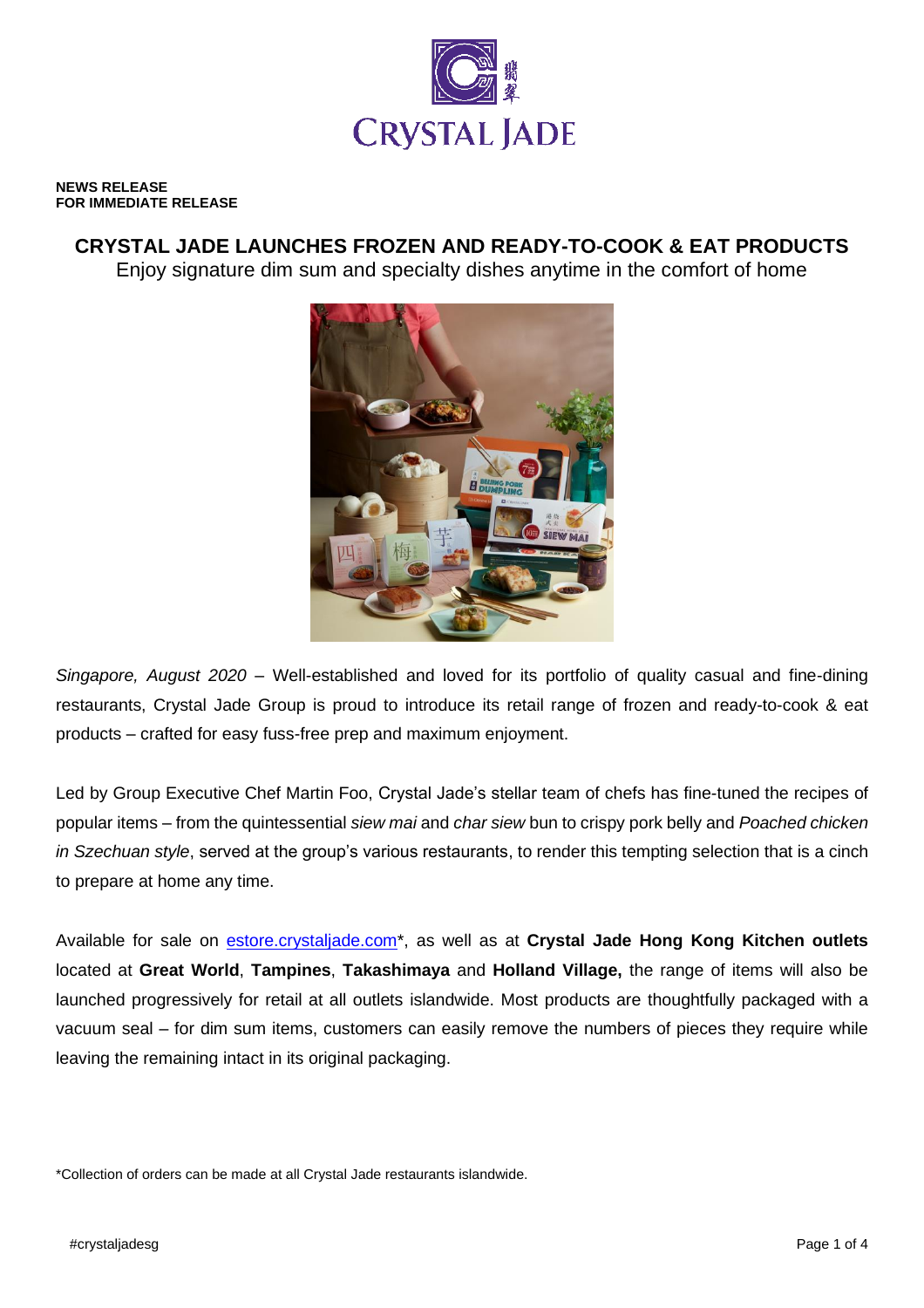**NEWS RELEASE**
**FOR IMMEDIATE RELEASE**

# CRYSTAL JADE LAUNCHES FROZEN AND READY-TO-COOK & EAT PRODUCTS

Enjoy signature dim sum and specialty dishes anytime in the comfort of home

*Singapore, August 2020* – Well-established and loved for its portfolio of quality casual and fine-dining restaurants, Crystal Jade Group is proud to introduce its retail range of frozen and ready-to-cook & eat products – crafted for easy fuss-free prep and maximum enjoyment.

Led by Group Executive Chef Martin Foo, Crystal Jade's stellar team of chefs has fine-tuned the recipes of popular items – from the quintessential *siew mai* and *char siew* bun to crispy pork belly and *Poached chicken in Szechuan style*, served at the group's various restaurants, to render this tempting selection that is a cinch to prepare at home any time.

Available for sale on estore.crystaljade.com*, as well as at **Crystal Jade Hong Kong Kitchen outlets** located at **Great World**, **Tampines**, **Takashimaya** and **Holland Village,** the range of items will also be launched progressively for retail at all outlets islandwide. Most products are thoughtfully packaged with a vacuum seal – for dim sum items, customers can easily remove the numbers of pieces they require while leaving the remaining intact in its original packaging.

*Collection of orders can be made at all Crystal Jade restaurants islandwide.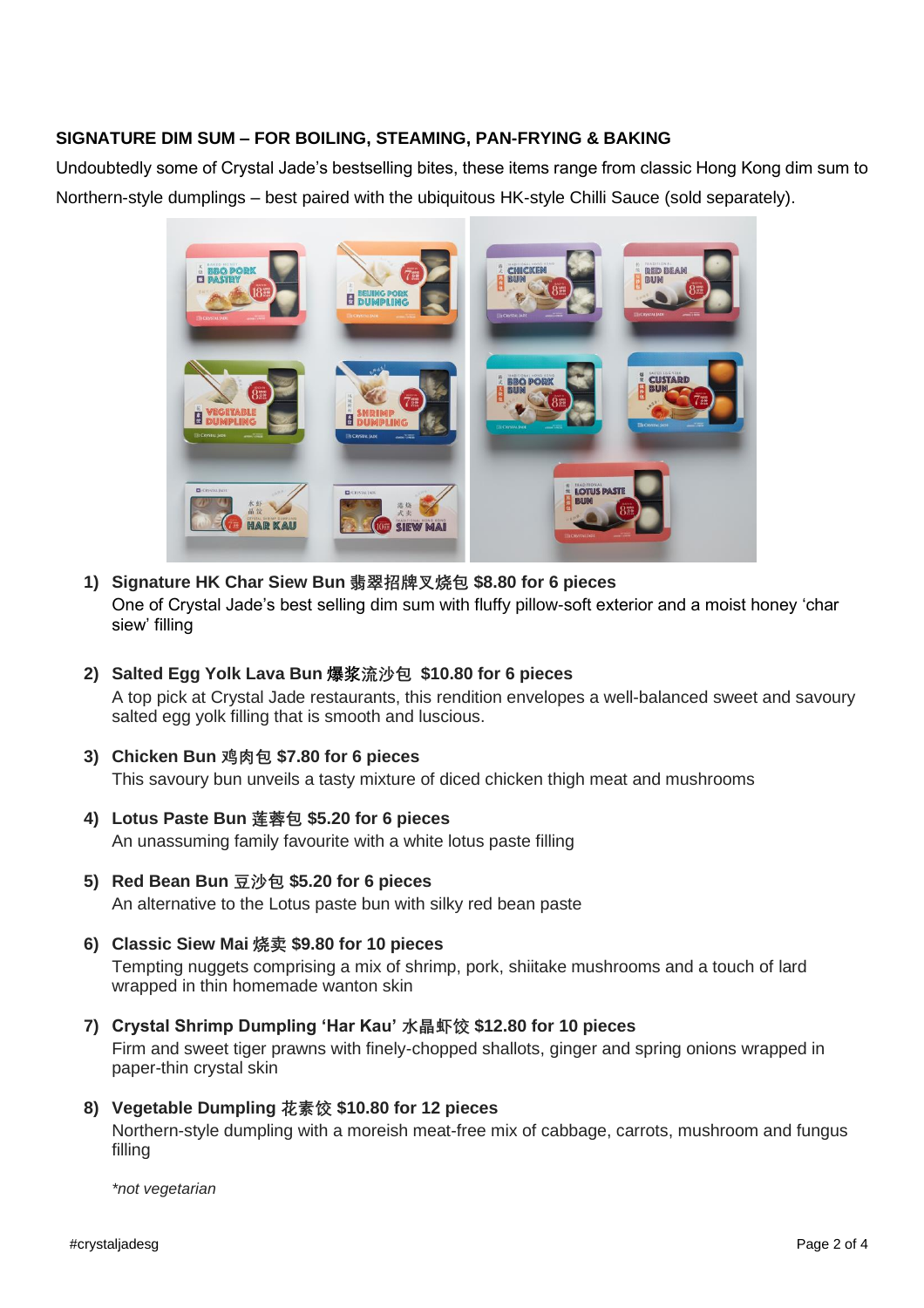**SIGNATURE DIM SUM – FOR BOILING, STEAMING, PAN-FRYING & BAKING**

Undoubtedly some of Crystal Jade's bestselling bites, these items range from classic Hong Kong dim sum to Northern-style dumplings – best paired with the ubiquitous HK-style Chilli Sauce (sold separately).

1) **Signature HK Char Siew Bun 翡翠招牌叉烧包 $8.80 for 6 pieces**
   One of Crystal Jade's best selling dim sum with fluffy pillow-soft exterior and a moist honey 'char siew' filling

2) **Salted Egg Yolk Lava Bun 爆浆流沙包 $10.80 for 6 pieces**
   A top pick at Crystal Jade restaurants, this rendition envelopes a well-balanced sweet and savoury salted egg yolk filling that is smooth and luscious.

3) **Chicken Bun 鸡肉包 $7.80 for 6 pieces**
   This savoury bun unveils a tasty mixture of diced chicken thigh meat and mushrooms

4) **Lotus Paste Bun 莲蓉包 $5.20 for 6 pieces**
   An unassuming family favourite with a white lotus paste filling

5) **Red Bean Bun 豆沙包 $5.20 for 6 pieces**
   An alternative to the Lotus paste bun with silky red bean paste

6) **Classic Siew Mai 烧卖 $9.80 for 10 pieces**
   Tempting nuggets comprising a mix of shrimp, pork, shiitake mushrooms and a touch of lard wrapped in thin homemade wanton skin

7) **Crystal Shrimp Dumpling 'Har Kau' 水晶虾饺 $12.80 for 10 pieces**
   Firm and sweet tiger prawns with finely-chopped shallots, ginger and spring onions wrapped in paper-thin crystal skin

8) **Vegetable Dumpling 花素饺 $10.80 for 12 pieces**
   Northern-style dumpling with a moreish meat-free mix of cabbage, carrots, mushroom and fungus filling

   *\*not vegetarian*

#crystaljadesg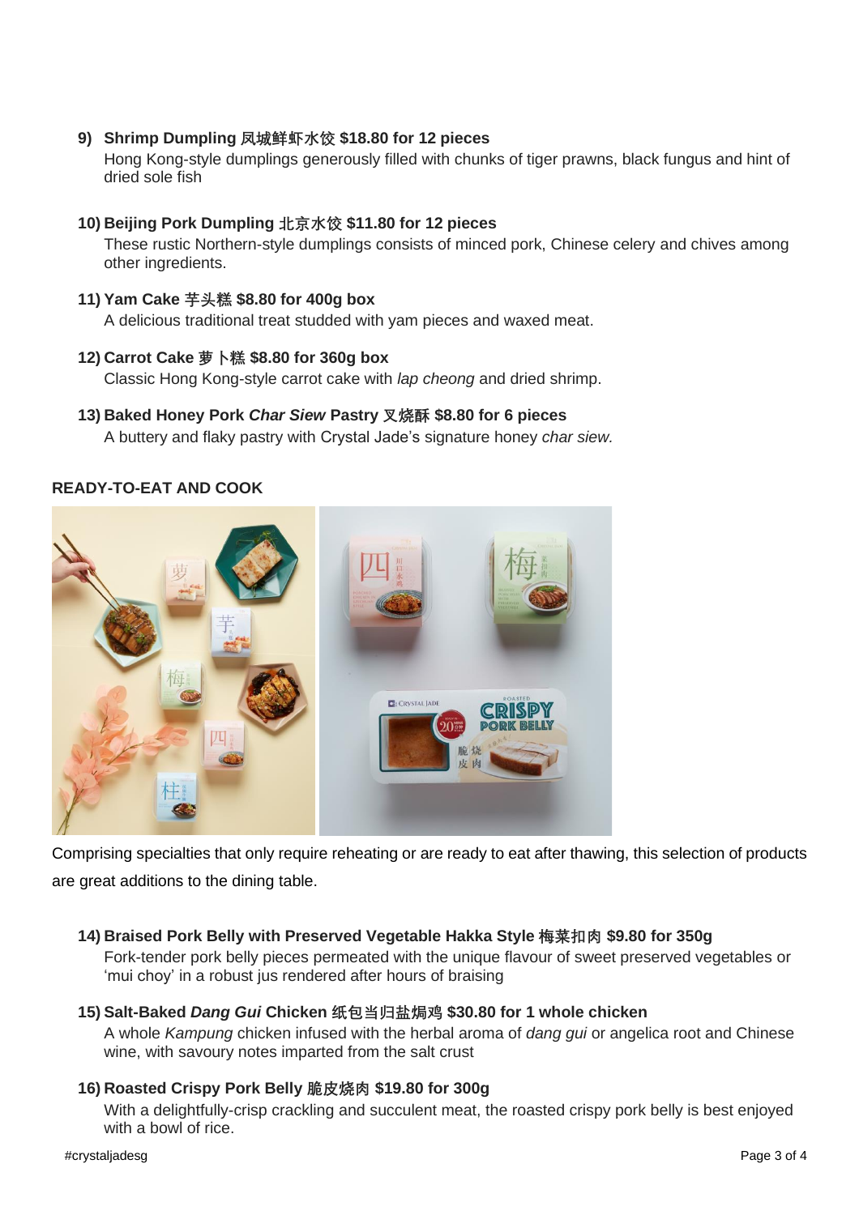9) **Shrimp Dumpling 凤城鲜虾水饺 $18.80 for 12 pieces**
   Hong Kong-style dumplings generously filled with chunks of tiger prawns, black fungus and hint of dried sole fish

10) **Beijing Pork Dumpling 北京水饺 $11.80 for 12 pieces**
    These rustic Northern-style dumplings consists of minced pork, Chinese celery and chives among other ingredients.

11) **Yam Cake 芋头糕 $8.80 for 400g box**
    A delicious traditional treat studded with yam pieces and waxed meat.

12) **Carrot Cake 萝卜糕 $8.80 for 360g box**
    Classic Hong Kong-style carrot cake with *lap cheong* and dried shrimp.

13) **Baked Honey Pork *Char Siew* Pastry 叉烧酥 $8.80 for 6 pieces**
    A buttery and flaky pastry with Crystal Jade's signature honey *char siew.*

**READY-TO-EAT AND COOK**

Comprising specialties that only require reheating or are ready to eat after thawing, this selection of products are great additions to the dining table.

14) **Braised Pork Belly with Preserved Vegetable Hakka Style 梅菜扣肉 $9.80 for 350g**
    Fork-tender pork belly pieces permeated with the unique flavour of sweet preserved vegetables or 'mui choy' in a robust jus rendered after hours of braising

15) **Salt-Baked *Dang Gui* Chicken 纸包当归盐焗鸡 $30.80 for 1 whole chicken**
    A whole *Kampung* chicken infused with the herbal aroma of *dang gui* or angelica root and Chinese wine, with savoury notes imparted from the salt crust

16) **Roasted Crispy Pork Belly 脆皮烧肉 $19.80 for 300g**
    With a delightfully-crisp crackling and succulent meat, the roasted crispy pork belly is best enjoyed with a bowl of rice.

#crystaljadesg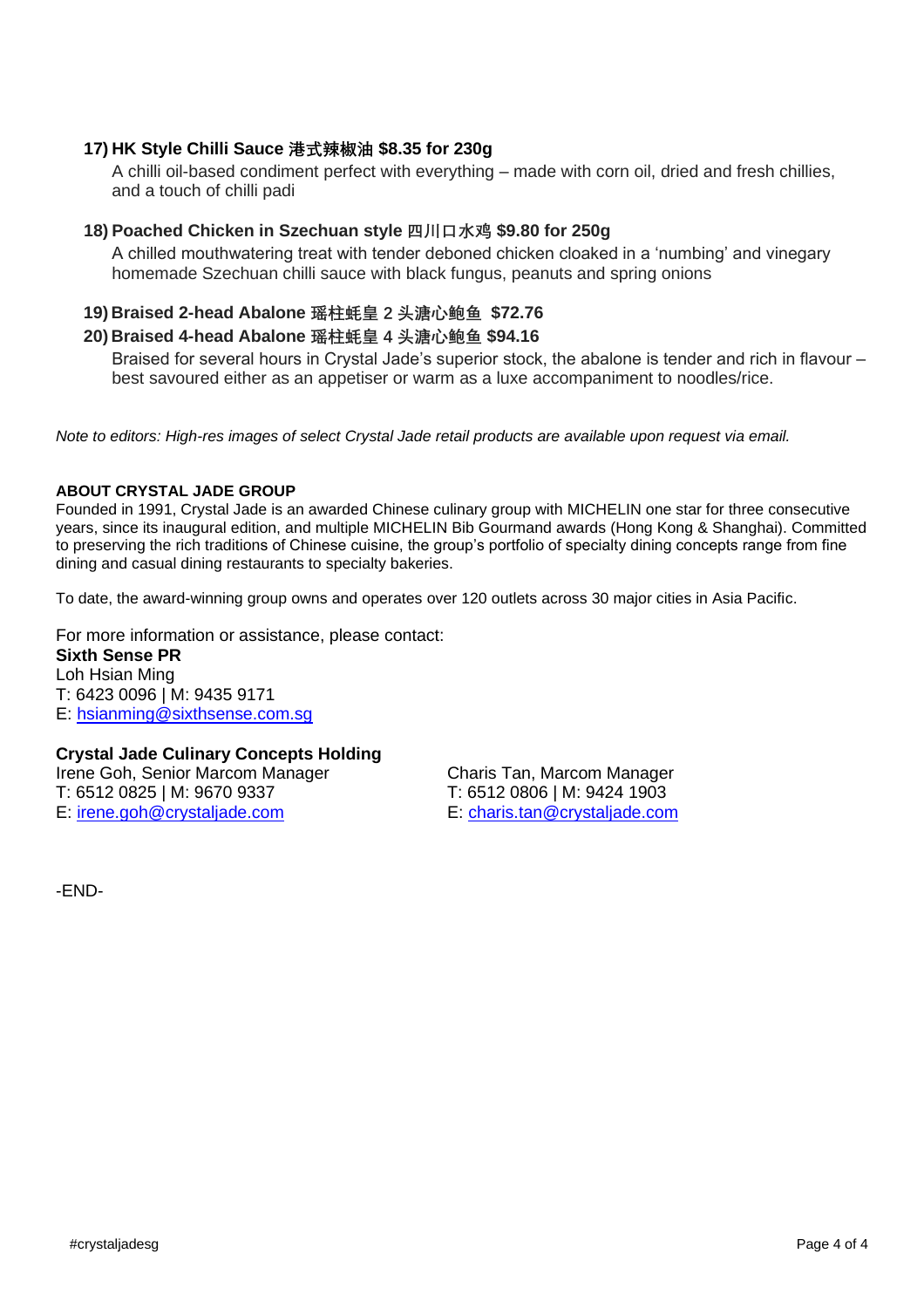17) **HK Style Chilli Sauce 港式辣椒油 $8.35 for 230g**

    A chilli oil-based condiment perfect with everything – made with corn oil, dried and fresh chillies, and a touch of chilli padi

18) **Poached Chicken in Szechuan style 四川口水鸡 $9.80 for 250g**

    A chilled mouthwatering treat with tender deboned chicken cloaked in a 'numbing' and vinegary homemade Szechuan chilli sauce with black fungus, peanuts and spring onions

19) **Braised 2-head Abalone 瑶柱蚝皇 2 头溏心鲍鱼 $72.76**

20) **Braised 4-head Abalone 瑶柱蚝皇 4 头溏心鲍鱼 $94.16**

    Braised for several hours in Crystal Jade's superior stock, the abalone is tender and rich in flavour – best savoured either as an appetiser or warm as a luxe accompaniment to noodles/rice.

*Note to editors: High-res images of select Crystal Jade retail products are available upon request via email.*

**ABOUT CRYSTAL JADE GROUP**

Founded in 1991, Crystal Jade is an awarded Chinese culinary group with MICHELIN one star for three consecutive years, since its inaugural edition, and multiple MICHELIN Bib Gourmand awards (Hong Kong & Shanghai). Committed to preserving the rich traditions of Chinese cuisine, the group's portfolio of specialty dining concepts range from fine dining and casual dining restaurants to specialty bakeries.

To date, the award-winning group owns and operates over 120 outlets across 30 major cities in Asia Pacific.

For more information or assistance, please contact:

**Sixth Sense PR**
Loh Hsian Ming
T: 6423 0096 | M: 9435 9171
E: hsianming@sixthsense.com.sg

**Crystal Jade Culinary Concepts Holding**

Irene Goh, Senior Marcom Manager
T: 6512 0825 | M: 9670 9337
E: irene.goh@crystaljade.com

Charis Tan, Marcom Manager
T: 6512 0806 | M: 9424 1903
E: charis.tan@crystaljade.com

-END-

#crystaljadesg